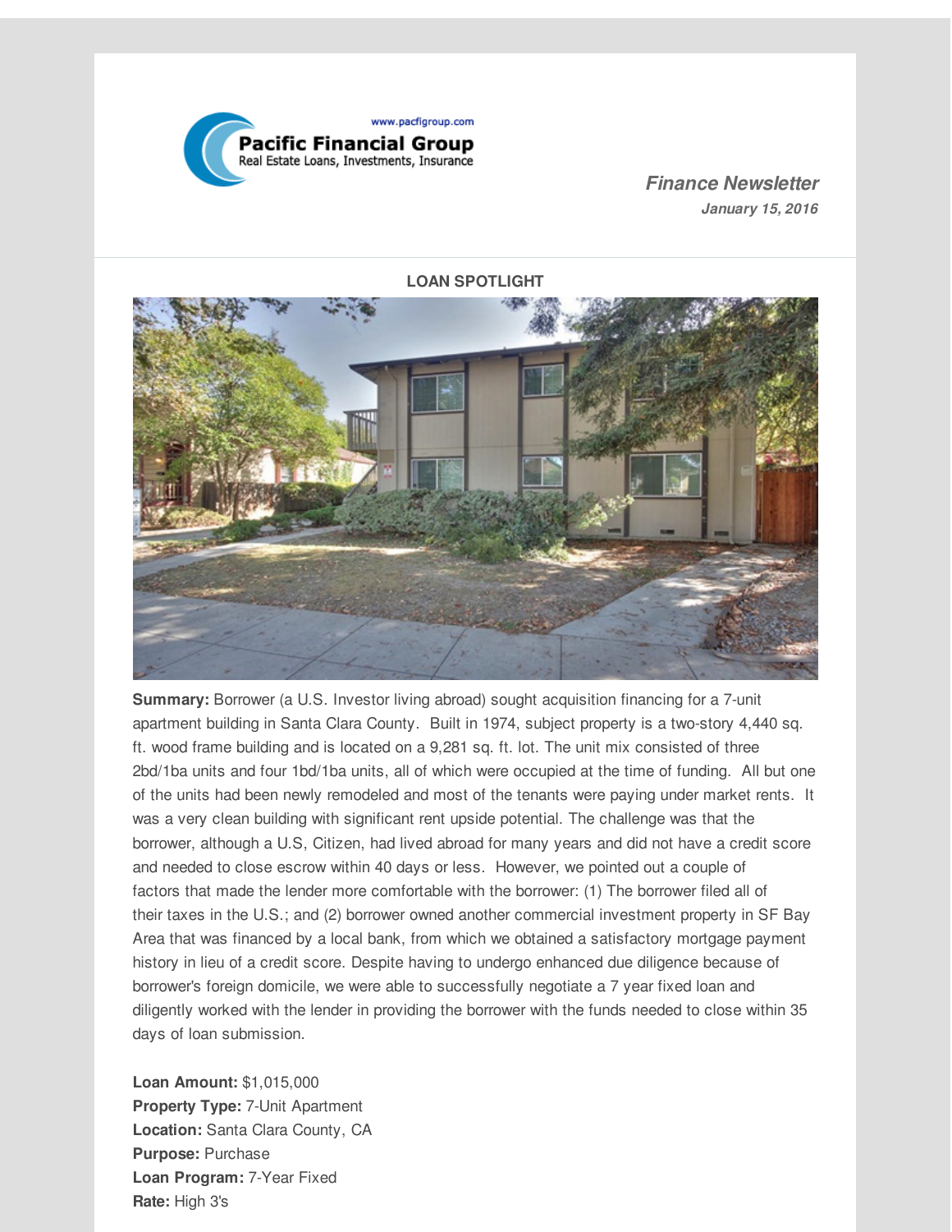Pacific Financial Group
Real Estate Loans, Investments, Insurance
www.pacfigroup.com

***Finance Newsletter***
***January 15, 2016***

**LOAN SPOTLIGHT**

**Summary:** Borrower (a U.S. Investor living abroad) sought acquisition financing for a 7-unit apartment building in Santa Clara County. Built in 1974, subject property is a two-story 4,440 sq. ft. wood frame building and is located on a 9,281 sq. ft. lot. The unit mix consisted of three 2bd/1ba units and four 1bd/1ba units, all of which were occupied at the time of funding. All but one of the units had been newly remodeled and most of the tenants were paying under market rents. It was a very clean building with significant rent upside potential. The challenge was that the borrower, although a U.S, Citizen, had lived abroad for many years and did not have a credit score and needed to close escrow within 40 days or less. However, we pointed out a couple of factors that made the lender more comfortable with the borrower: (1) The borrower filed all of their taxes in the U.S.; and (2) borrower owned another commercial investment property in SF Bay Area that was financed by a local bank, from which we obtained a satisfactory mortgage payment history in lieu of a credit score. Despite having to undergo enhanced due diligence because of borrower's foreign domicile, we were able to successfully negotiate a 7 year fixed loan and diligently worked with the lender in providing the borrower with the funds needed to close within 35 days of loan submission.

**Loan Amount:** $1,015,000
**Property Type:** 7-Unit Apartment
**Location:** Santa Clara County, CA
**Purpose:** Purchase
**Loan Program:** 7-Year Fixed
**Rate:** High 3's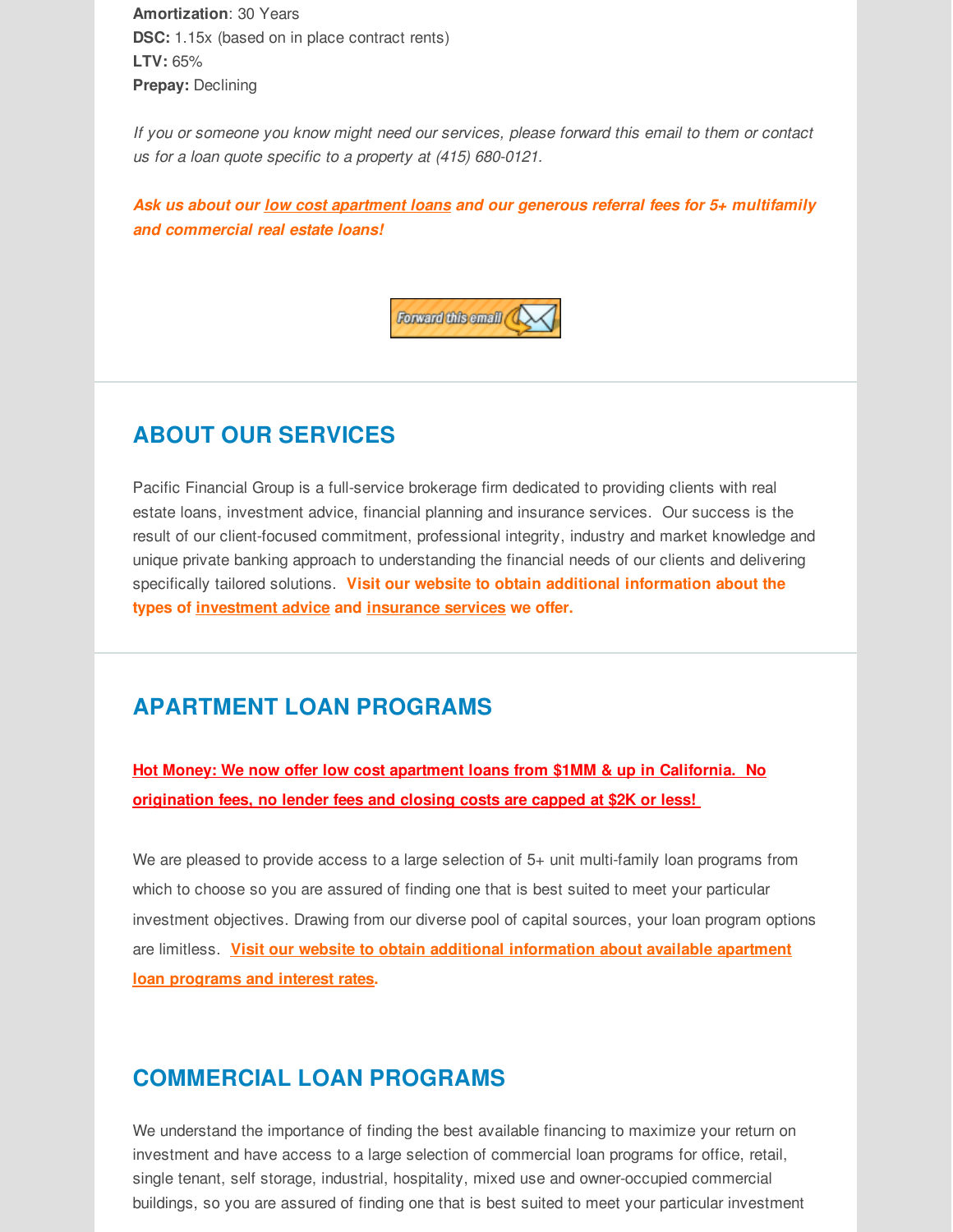**Amortization**: 30 Years
**DSC:** 1.15x (based on in place contract rents)
**LTV:** 65%
**Prepay:** Declining

*If you or someone you know might need our services, please forward this email to them or contact us for a loan quote specific to a property at (415) 680-0121.*

***Ask us about our low cost apartment loans and our generous referral fees for 5+ multifamily and commercial real estate loans!***

Forward this email

## ABOUT OUR SERVICES

Pacific Financial Group is a full-service brokerage firm dedicated to providing clients with real estate loans, investment advice, financial planning and insurance services. Our success is the result of our client-focused commitment, professional integrity, industry and market knowledge and unique private banking approach to understanding the financial needs of our clients and delivering specifically tailored solutions. **Visit our website to obtain additional information about the types of investment advice and insurance services we offer.**

## APARTMENT LOAN PROGRAMS

**Hot Money: We now offer low cost apartment loans from $1MM & up in California. No origination fees, no lender fees and closing costs are capped at $2K or less!**

We are pleased to provide access to a large selection of 5+ unit multi-family loan programs from which to choose so you are assured of finding one that is best suited to meet your particular investment objectives. Drawing from our diverse pool of capital sources, your loan program options are limitless. **Visit our website to obtain additional information about available apartment loan programs and interest rates.**

## COMMERCIAL LOAN PROGRAMS

We understand the importance of finding the best available financing to maximize your return on investment and have access to a large selection of commercial loan programs for office, retail, single tenant, self storage, industrial, hospitality, mixed use and owner-occupied commercial buildings, so you are assured of finding one that is best suited to meet your particular investment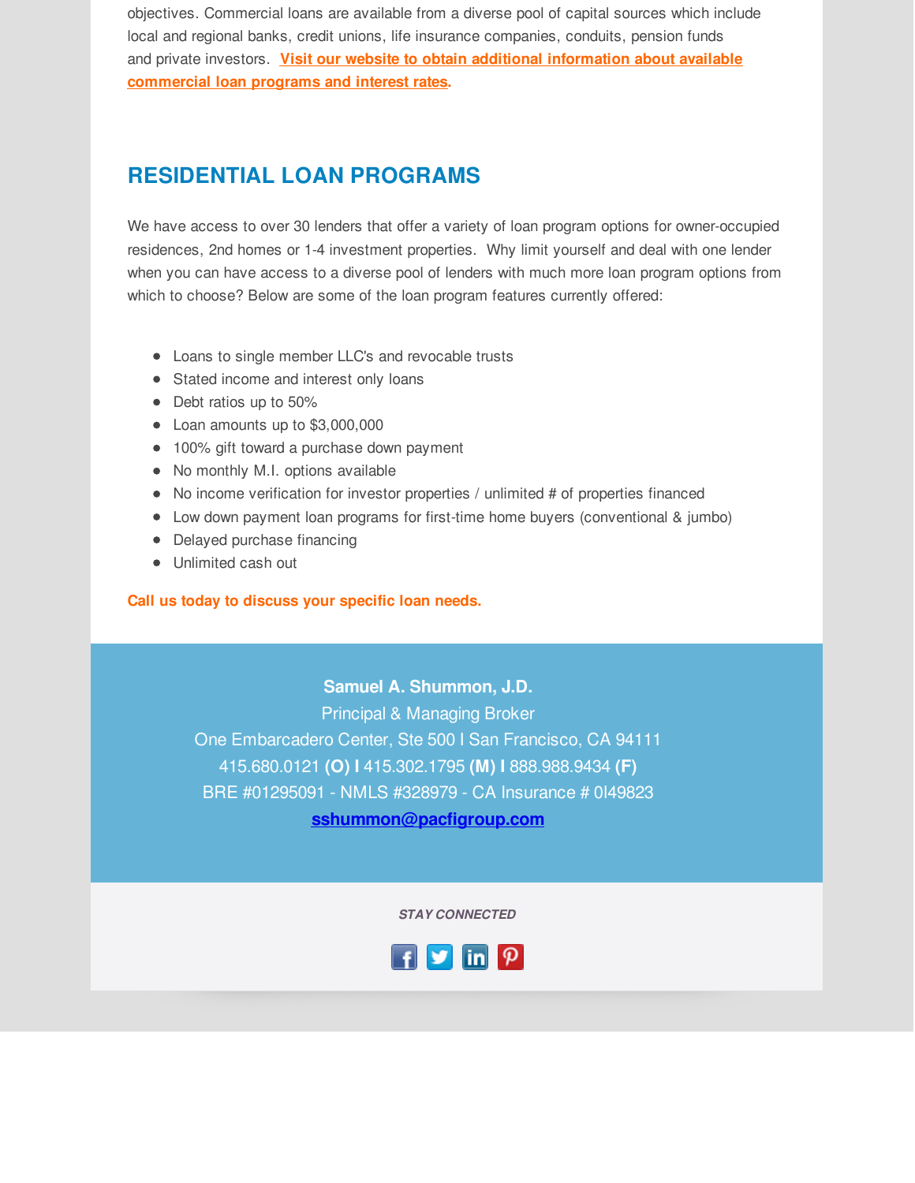objectives. Commercial loans are available from a diverse pool of capital sources which include local and regional banks, credit unions, life insurance companies, conduits, pension funds and private investors. **Visit our website to obtain additional information about available commercial loan programs and interest rates.**

## RESIDENTIAL LOAN PROGRAMS

We have access to over 30 lenders that offer a variety of loan program options for owner-occupied residences, 2nd homes or 1-4 investment properties. Why limit yourself and deal with one lender when you can have access to a diverse pool of lenders with much more loan program options from which to choose? Below are some of the loan program features currently offered:

- Loans to single member LLC's and revocable trusts
- Stated income and interest only loans
- Debt ratios up to 50%
- Loan amounts up to $3,000,000
- 100% gift toward a purchase down payment
- No monthly M.I. options available
- No income verification for investor properties / unlimited # of properties financed
- Low down payment loan programs for first-time home buyers (conventional & jumbo)
- Delayed purchase financing
- Unlimited cash out

**Call us today to discuss your specific loan needs.**

**Samuel A. Shummon, J.D.**
Principal & Managing Broker
One Embarcadero Center, Ste 500 I San Francisco, CA 94111
415.680.0121 **(O) I** 415.302.1795 **(M) I** 888.988.9434 **(F)**
BRE #01295091 - NMLS #328979 - CA Insurance # 0I49823
**sshummon@pacfigroup.com**

***STAY CONNECTED***